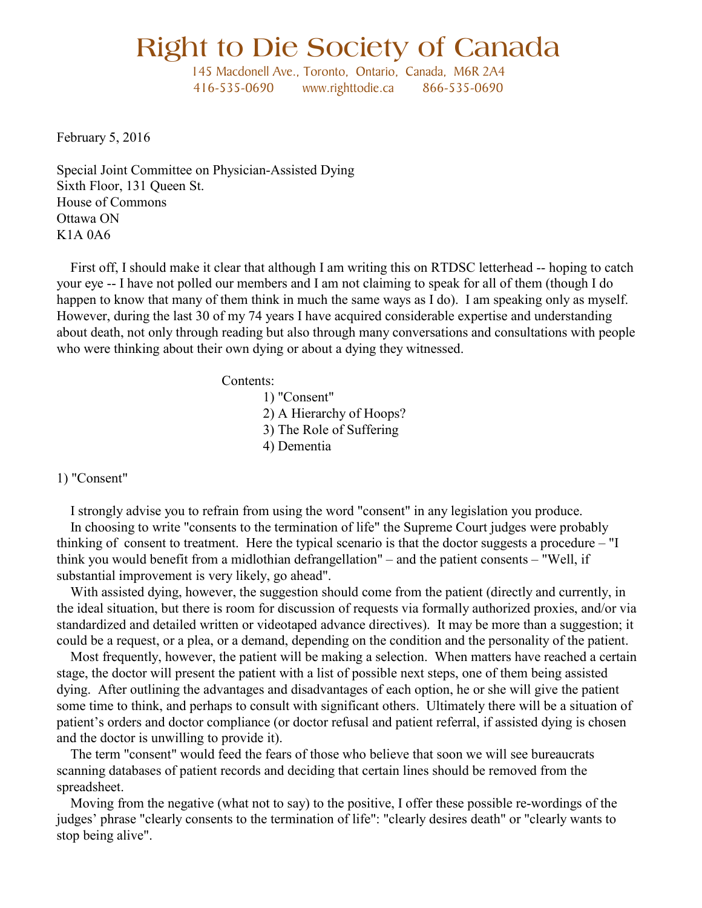# Right to Die Society of Canada

145 Macdonell Ave., Toronto, Ontario, Canada, M6R 2A4
416-535-0690 www.righttodie.ca 866-535-0690

February 5, 2016

Special Joint Committee on Physician-Assisted Dying
Sixth Floor, 131 Queen St.
House of Commons
Ottawa ON
K1A 0A6

First off, I should make it clear that although I am writing this on RTDSC letterhead -- hoping to catch your eye -- I have not polled our members and I am not claiming to speak for all of them (though I do happen to know that many of them think in much the same ways as I do). I am speaking only as myself. However, during the last 30 of my 74 years I have acquired considerable expertise and understanding about death, not only through reading but also through many conversations and consultations with people who were thinking about their own dying or about a dying they witnessed.

Contents:

1) "Consent"
2) A Hierarchy of Hoops?
3) The Role of Suffering
4) Dementia

## 1) "Consent"

I strongly advise you to refrain from using the word "consent" in any legislation you produce.

In choosing to write "consents to the termination of life" the Supreme Court judges were probably thinking of consent to treatment. Here the typical scenario is that the doctor suggests a procedure – "I think you would benefit from a midlothian defrangellation" – and the patient consents – "Well, if substantial improvement is very likely, go ahead".

With assisted dying, however, the suggestion should come from the patient (directly and currently, in the ideal situation, but there is room for discussion of requests via formally authorized proxies, and/or via standardized and detailed written or videotaped advance directives). It may be more than a suggestion; it could be a request, or a plea, or a demand, depending on the condition and the personality of the patient.

Most frequently, however, the patient will be making a selection. When matters have reached a certain stage, the doctor will present the patient with a list of possible next steps, one of them being assisted dying. After outlining the advantages and disadvantages of each option, he or she will give the patient some time to think, and perhaps to consult with significant others. Ultimately there will be a situation of patient's orders and doctor compliance (or doctor refusal and patient referral, if assisted dying is chosen and the doctor is unwilling to provide it).

The term "consent" would feed the fears of those who believe that soon we will see bureaucrats scanning databases of patient records and deciding that certain lines should be removed from the spreadsheet.

Moving from the negative (what not to say) to the positive, I offer these possible re-wordings of the judges' phrase "clearly consents to the termination of life": "clearly desires death" or "clearly wants to stop being alive".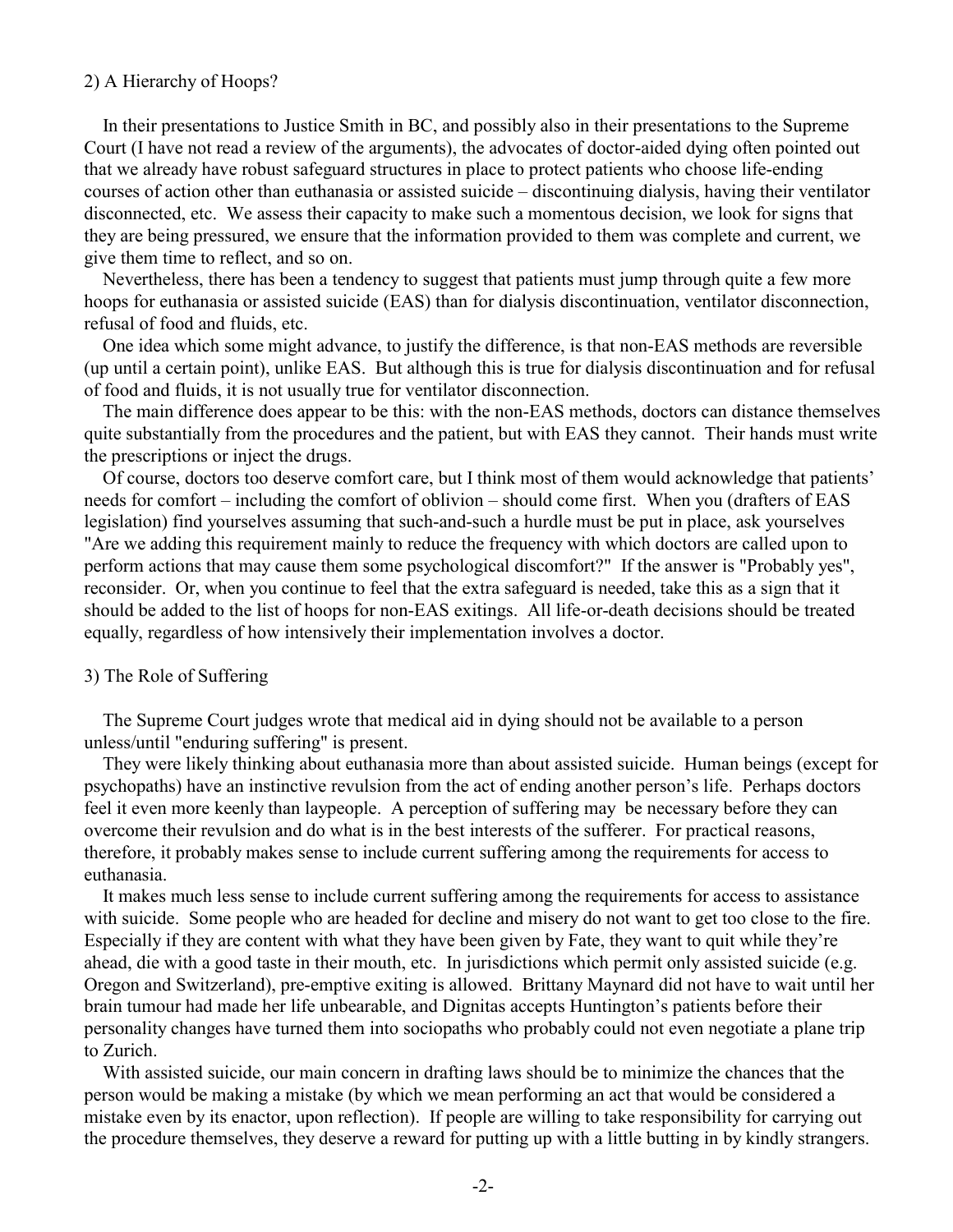2) A Hierarchy of Hoops?

In their presentations to Justice Smith in BC, and possibly also in their presentations to the Supreme Court (I have not read a review of the arguments), the advocates of doctor-aided dying often pointed out that we already have robust safeguard structures in place to protect patients who choose life-ending courses of action other than euthanasia or assisted suicide – discontinuing dialysis, having their ventilator disconnected, etc. We assess their capacity to make such a momentous decision, we look for signs that they are being pressured, we ensure that the information provided to them was complete and current, we give them time to reflect, and so on.

Nevertheless, there has been a tendency to suggest that patients must jump through quite a few more hoops for euthanasia or assisted suicide (EAS) than for dialysis discontinuation, ventilator disconnection, refusal of food and fluids, etc.

One idea which some might advance, to justify the difference, is that non-EAS methods are reversible (up until a certain point), unlike EAS. But although this is true for dialysis discontinuation and for refusal of food and fluids, it is not usually true for ventilator disconnection.

The main difference does appear to be this: with the non-EAS methods, doctors can distance themselves quite substantially from the procedures and the patient, but with EAS they cannot. Their hands must write the prescriptions or inject the drugs.

Of course, doctors too deserve comfort care, but I think most of them would acknowledge that patients' needs for comfort – including the comfort of oblivion – should come first. When you (drafters of EAS legislation) find yourselves assuming that such-and-such a hurdle must be put in place, ask yourselves "Are we adding this requirement mainly to reduce the frequency with which doctors are called upon to perform actions that may cause them some psychological discomfort?" If the answer is "Probably yes", reconsider. Or, when you continue to feel that the extra safeguard is needed, take this as a sign that it should be added to the list of hoops for non-EAS exitings. All life-or-death decisions should be treated equally, regardless of how intensively their implementation involves a doctor.

3) The Role of Suffering

The Supreme Court judges wrote that medical aid in dying should not be available to a person unless/until "enduring suffering" is present.

They were likely thinking about euthanasia more than about assisted suicide. Human beings (except for psychopaths) have an instinctive revulsion from the act of ending another person's life. Perhaps doctors feel it even more keenly than laypeople. A perception of suffering may be necessary before they can overcome their revulsion and do what is in the best interests of the sufferer. For practical reasons, therefore, it probably makes sense to include current suffering among the requirements for access to euthanasia.

It makes much less sense to include current suffering among the requirements for access to assistance with suicide. Some people who are headed for decline and misery do not want to get too close to the fire. Especially if they are content with what they have been given by Fate, they want to quit while they're ahead, die with a good taste in their mouth, etc. In jurisdictions which permit only assisted suicide (e.g. Oregon and Switzerland), pre-emptive exiting is allowed. Brittany Maynard did not have to wait until her brain tumour had made her life unbearable, and Dignitas accepts Huntington's patients before their personality changes have turned them into sociopaths who probably could not even negotiate a plane trip to Zurich.

With assisted suicide, our main concern in drafting laws should be to minimize the chances that the person would be making a mistake (by which we mean performing an act that would be considered a mistake even by its enactor, upon reflection). If people are willing to take responsibility for carrying out the procedure themselves, they deserve a reward for putting up with a little butting in by kindly strangers.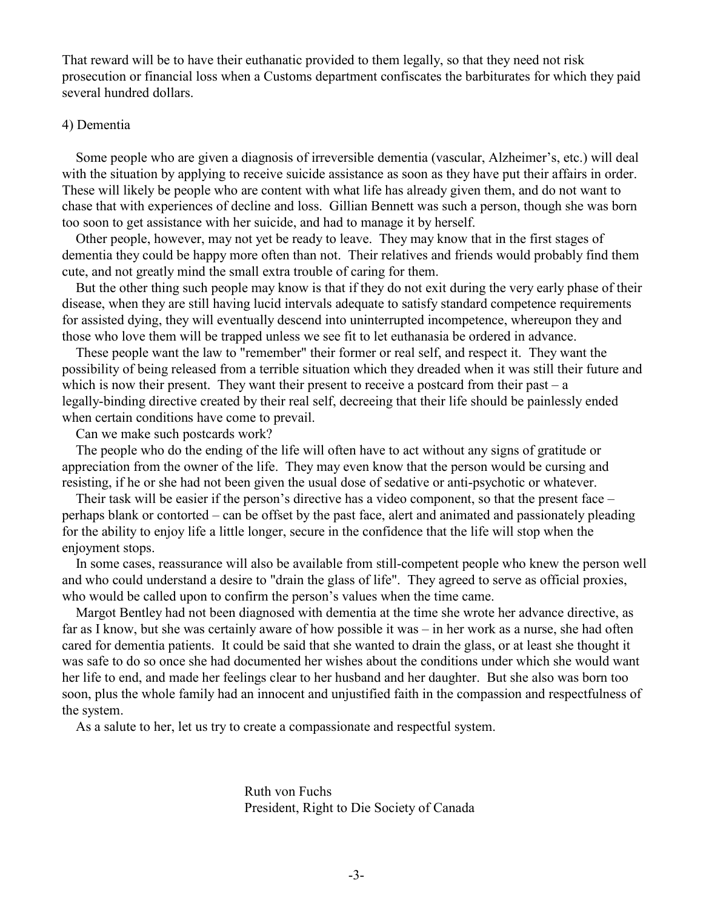That reward will be to have their euthanatic provided to them legally, so that they need not risk prosecution or financial loss when a Customs department confiscates the barbiturates for which they paid several hundred dollars.

4) Dementia

Some people who are given a diagnosis of irreversible dementia (vascular, Alzheimer's, etc.) will deal with the situation by applying to receive suicide assistance as soon as they have put their affairs in order. These will likely be people who are content with what life has already given them, and do not want to chase that with experiences of decline and loss. Gillian Bennett was such a person, though she was born too soon to get assistance with her suicide, and had to manage it by herself.

Other people, however, may not yet be ready to leave. They may know that in the first stages of dementia they could be happy more often than not. Their relatives and friends would probably find them cute, and not greatly mind the small extra trouble of caring for them.

But the other thing such people may know is that if they do not exit during the very early phase of their disease, when they are still having lucid intervals adequate to satisfy standard competence requirements for assisted dying, they will eventually descend into uninterrupted incompetence, whereupon they and those who love them will be trapped unless we see fit to let euthanasia be ordered in advance.

These people want the law to "remember" their former or real self, and respect it. They want the possibility of being released from a terrible situation which they dreaded when it was still their future and which is now their present. They want their present to receive a postcard from their past – a legally-binding directive created by their real self, decreeing that their life should be painlessly ended when certain conditions have come to prevail.

Can we make such postcards work?

The people who do the ending of the life will often have to act without any signs of gratitude or appreciation from the owner of the life. They may even know that the person would be cursing and resisting, if he or she had not been given the usual dose of sedative or anti-psychotic or whatever.

Their task will be easier if the person's directive has a video component, so that the present face – perhaps blank or contorted – can be offset by the past face, alert and animated and passionately pleading for the ability to enjoy life a little longer, secure in the confidence that the life will stop when the enjoyment stops.

In some cases, reassurance will also be available from still-competent people who knew the person well and who could understand a desire to "drain the glass of life". They agreed to serve as official proxies, who would be called upon to confirm the person's values when the time came.

Margot Bentley had not been diagnosed with dementia at the time she wrote her advance directive, as far as I know, but she was certainly aware of how possible it was – in her work as a nurse, she had often cared for dementia patients. It could be said that she wanted to drain the glass, or at least she thought it was safe to do so once she had documented her wishes about the conditions under which she would want her life to end, and made her feelings clear to her husband and her daughter. But she also was born too soon, plus the whole family had an innocent and unjustified faith in the compassion and respectfulness of the system.

As a salute to her, let us try to create a compassionate and respectful system.

Ruth von Fuchs
President, Right to Die Society of Canada